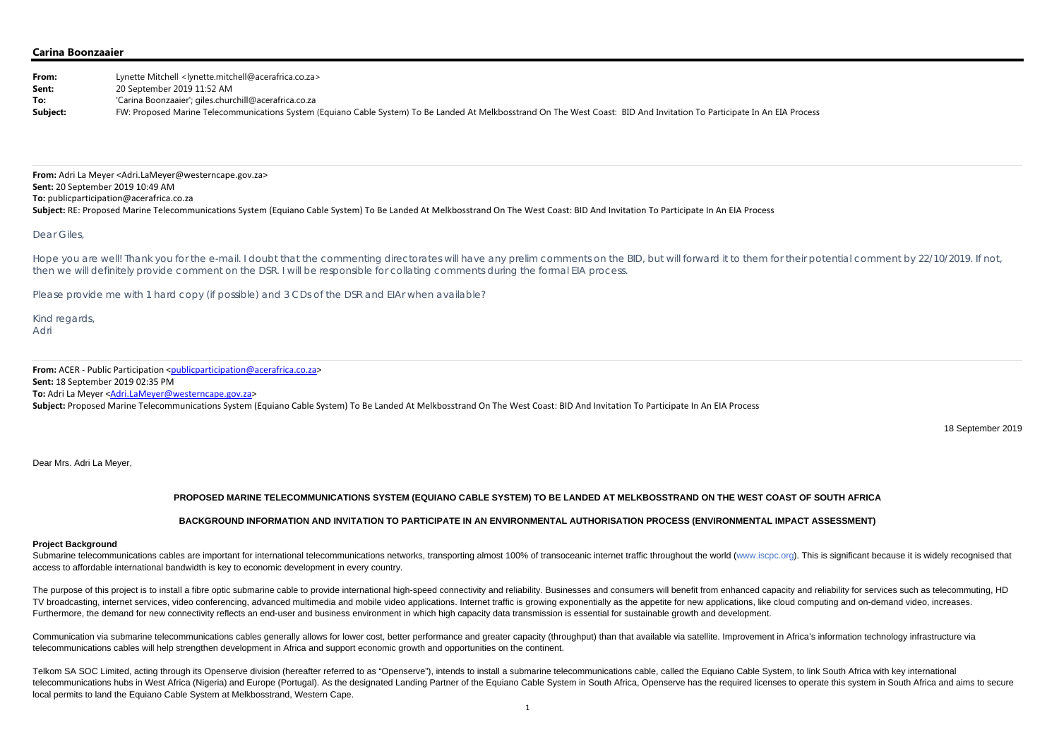**Carina Boonzaaier**

**From:** Lynette Mitchell <lynette.mitchell@acerafrica.co.za>
**Sent:** 20 September 2019 11:52 AM
**To:** 'Carina Boonzaaier'; giles.churchill@acerafrica.co.za
**Subject:** FW: Proposed Marine Telecommunications System (Equiano Cable System) To Be Landed At Melkbosstrand On The West Coast: BID And Invitation To Participate In An EIA Process

**From:** Adri La Meyer <Adri.LaMeyer@westerncape.gov.za>
**Sent:** 20 September 2019 10:49 AM
**To:** publicparticipation@acerafrica.co.za
**Subject:** RE: Proposed Marine Telecommunications System (Equiano Cable System) To Be Landed At Melkbosstrand On The West Coast: BID And Invitation To Participate In An EIA Process

Dear Giles,

Hope you are well! Thank you for the e-mail. I doubt that the commenting directorates will have any prelim comments on the BID, but will forward it to them for their potential comment by 22/10/2019. If not, then we will definitely provide comment on the DSR. I will be responsible for collating comments during the formal EIA process.

Please provide me with 1 hard copy (if possible) and 3 CDs of the DSR and EIAr when available?

Kind regards,
Adri

**From:** ACER - Public Participation <publicparticipation@acerafrica.co.za>
**Sent:** 18 September 2019 02:35 PM
**To:** Adri La Meyer <Adri.LaMeyer@westerncape.gov.za>
**Subject:** Proposed Marine Telecommunications System (Equiano Cable System) To Be Landed At Melkbosstrand On The West Coast: BID And Invitation To Participate In An EIA Process

18 September 2019

Dear Mrs. Adri La Meyer,

**PROPOSED MARINE TELECOMMUNICATIONS SYSTEM (EQUIANO CABLE SYSTEM) TO BE LANDED AT MELKBOSSTRAND ON THE WEST COAST OF SOUTH AFRICA**

**BACKGROUND INFORMATION AND INVITATION TO PARTICIPATE IN AN ENVIRONMENTAL AUTHORISATION PROCESS (ENVIRONMENTAL IMPACT ASSESSMENT)**

**Project Background**

Submarine telecommunications cables are important for international telecommunications networks, transporting almost 100% of transoceanic internet traffic throughout the world (www.iscpc.org). This is significant because it is widely recognised that access to affordable international bandwidth is key to economic development in every country.

The purpose of this project is to install a fibre optic submarine cable to provide international high-speed connectivity and reliability. Businesses and consumers will benefit from enhanced capacity and reliability for services such as telecommuting, HD TV broadcasting, internet services, video conferencing, advanced multimedia and mobile video applications. Internet traffic is growing exponentially as the appetite for new applications, like cloud computing and on-demand video, increases. Furthermore, the demand for new connectivity reflects an end-user and business environment in which high capacity data transmission is essential for sustainable growth and development.

Communication via submarine telecommunications cables generally allows for lower cost, better performance and greater capacity (throughput) than that available via satellite. Improvement in Africa's information technology infrastructure via telecommunications cables will help strengthen development in Africa and support economic growth and opportunities on the continent.

Telkom SA SOC Limited, acting through its Openserve division (hereafter referred to as "Openserve"), intends to install a submarine telecommunications cable, called the Equiano Cable System, to link South Africa with key international telecommunications hubs in West Africa (Nigeria) and Europe (Portugal). As the designated Landing Partner of the Equiano Cable System in South Africa, Openserve has the required licenses to operate this system in South Africa and aims to secure local permits to land the Equiano Cable System at Melkbosstrand, Western Cape.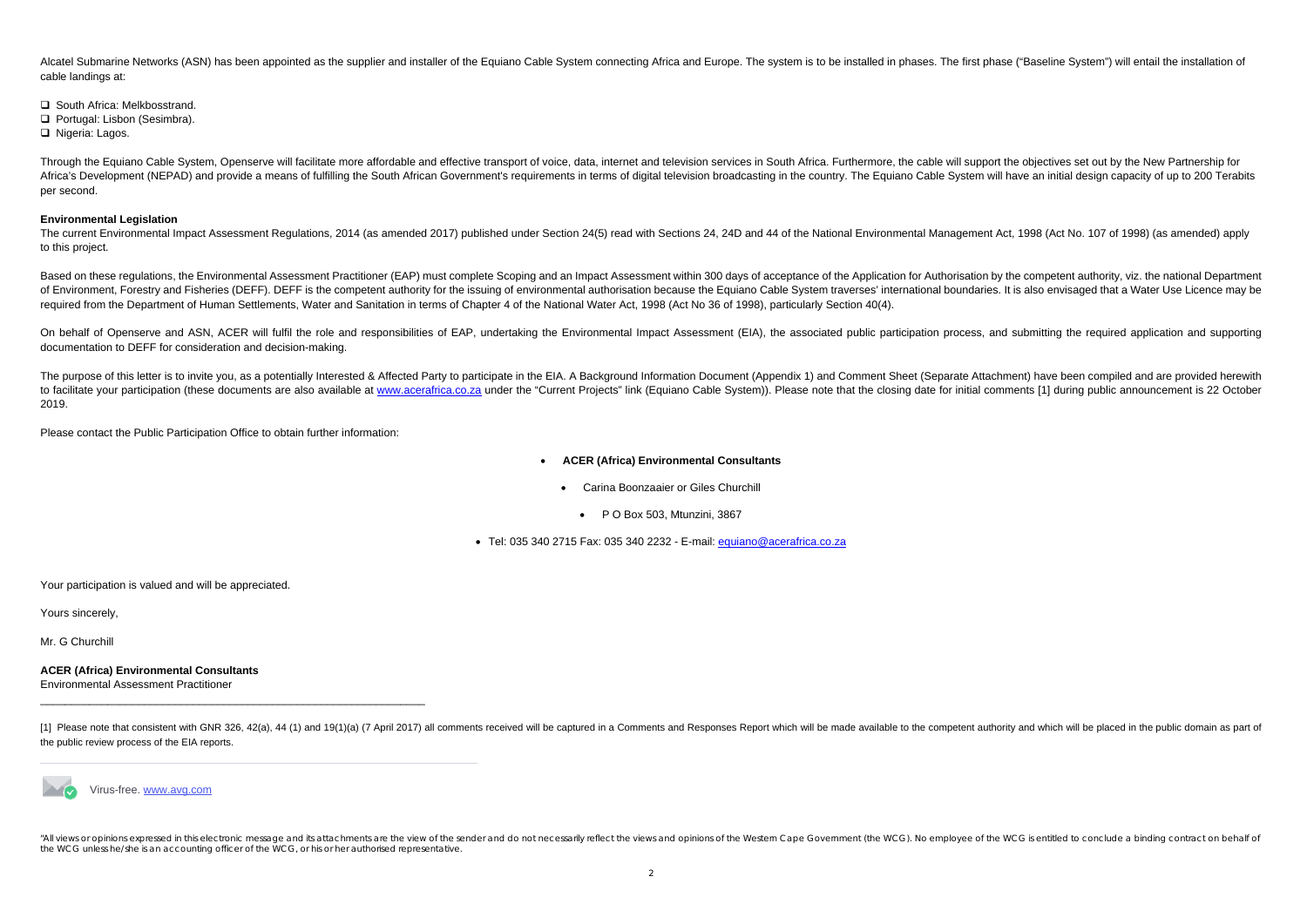Alcatel Submarine Networks (ASN) has been appointed as the supplier and installer of the Equiano Cable System connecting Africa and Europe. The system is to be installed in phases. The first phase ("Baseline System") will entail the installation of cable landings at:

- South Africa: Melkbosstrand.
- Portugal: Lisbon (Sesimbra).
- Nigeria: Lagos.

Through the Equiano Cable System, Openserve will facilitate more affordable and effective transport of voice, data, internet and television services in South Africa. Furthermore, the cable will support the objectives set out by the New Partnership for Africa's Development (NEPAD) and provide a means of fulfilling the South African Government's requirements in terms of digital television broadcasting in the country. The Equiano Cable System will have an initial design capacity of up to 200 Terabits per second.

**Environmental Legislation**

The current Environmental Impact Assessment Regulations, 2014 (as amended 2017) published under Section 24(5) read with Sections 24, 24D and 44 of the National Environmental Management Act, 1998 (Act No. 107 of 1998) (as amended) apply to this project.

Based on these regulations, the Environmental Assessment Practitioner (EAP) must complete Scoping and an Impact Assessment within 300 days of acceptance of the Application for Authorisation by the competent authority, viz. the national Department of Environment, Forestry and Fisheries (DEFF). DEFF is the competent authority for the issuing of environmental authorisation because the Equiano Cable System traverses' international boundaries. It is also envisaged that a Water Use Licence may be required from the Department of Human Settlements, Water and Sanitation in terms of Chapter 4 of the National Water Act, 1998 (Act No 36 of 1998), particularly Section 40(4).

On behalf of Openserve and ASN, ACER will fulfil the role and responsibilities of EAP, undertaking the Environmental Impact Assessment (EIA), the associated public participation process, and submitting the required application and supporting documentation to DEFF for consideration and decision-making.

The purpose of this letter is to invite you, as a potentially Interested & Affected Party to participate in the EIA. A Background Information Document (Appendix 1) and Comment Sheet (Separate Attachment) have been compiled and are provided herewith to facilitate your participation (these documents are also available at www.acerafrica.co.za under the "Current Projects" link (Equiano Cable System)). Please note that the closing date for initial comments [1] during public announcement is 22 October 2019.

Please contact the Public Participation Office to obtain further information:

- **ACER (Africa) Environmental Consultants**
  - Carina Boonzaaier or Giles Churchill
    - P O Box 503, Mtunzini, 3867
- Tel: 035 340 2715 Fax: 035 340 2232 - E-mail: equiano@acerafrica.co.za

Your participation is valued and will be appreciated.

Yours sincerely,

Mr. G Churchill

**ACER (Africa) Environmental Consultants**
Environmental Assessment Practitioner

---

[1] Please note that consistent with GNR 326, 42(a), 44 (1) and 19(1)(a) (7 April 2017) all comments received will be captured in a Comments and Responses Report which will be made available to the competent authority and which will be placed in the public domain as part of the public review process of the EIA reports.

---

Virus-free. www.avg.com

"All views or opinions expressed in this electronic message and its attachments are the view of the sender and do not necessarily reflect the views and opinions of the Western Cape Government (the WCG). No employee of the WCG is entitled to conclude a binding contract on behalf of the WCG unless he/she is an accounting officer of the WCG, or his or her authorised representative.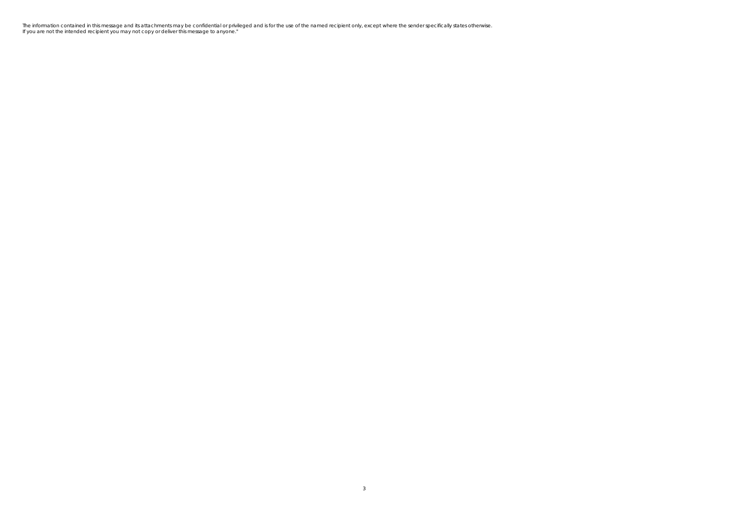The information contained in this message and its attachments may be confidential or privileged and is for the use of the named recipient only, except where the sender specifically states otherwise.
If you are not the intended recipient you may not copy or deliver this message to anyone."